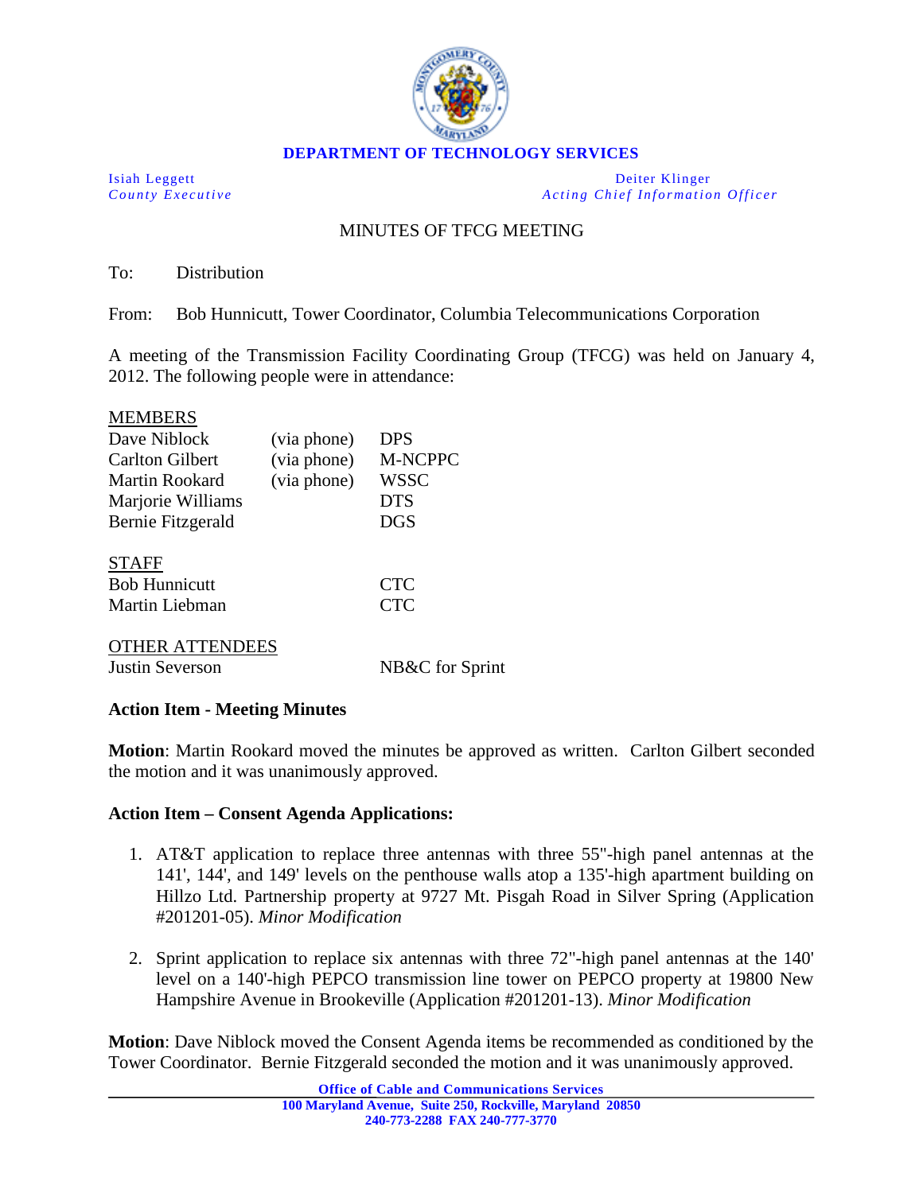**DEPARTMENT OF TECHNOLOGY SERVICES**

| Isiah Leggett | Deiter Klinger |
|---|---|
| *County Executive* | *Acting Chief Information Officer* |

MINUTES OF TFCG MEETING

To: Distribution

From: Bob Hunnicutt, Tower Coordinator, Columbia Telecommunications Corporation

A meeting of the Transmission Facility Coordinating Group (TFCG) was held on January 4, 2012. The following people were in attendance:

MEMBERS

| | | |
|---|---|---|
| Dave Niblock | (via phone) | DPS |
| Carlton Gilbert | (via phone) | M-NCPPC |
| Martin Rookard | (via phone) | WSSC |
| Marjorie Williams | | DTS |
| Bernie Fitzgerald | | DGS |

STAFF

| | |
|---|---|
| Bob Hunnicutt | CTC |
| Martin Liebman | CTC |

OTHER ATTENDEES

| | |
|---|---|
| Justin Severson | NB&C for Sprint |

**Action Item - Meeting Minutes**

**Motion**: Martin Rookard moved the minutes be approved as written. Carlton Gilbert seconded the motion and it was unanimously approved.

**Action Item – Consent Agenda Applications:**

1. AT&T application to replace three antennas with three 55"-high panel antennas at the 141', 144', and 149' levels on the penthouse walls atop a 135'-high apartment building on Hillzo Ltd. Partnership property at 9727 Mt. Pisgah Road in Silver Spring (Application #201201-05). *Minor Modification*

2. Sprint application to replace six antennas with three 72"-high panel antennas at the 140' level on a 140'-high PEPCO transmission line tower on PEPCO property at 19800 New Hampshire Avenue in Brookeville (Application #201201-13). *Minor Modification*

**Motion**: Dave Niblock moved the Consent Agenda items be recommended as conditioned by the Tower Coordinator. Bernie Fitzgerald seconded the motion and it was unanimously approved.

**Office of Cable and Communications Services**
**100 Maryland Avenue, Suite 250, Rockville, Maryland 20850**
**240-773-2288 FAX 240-777-3770**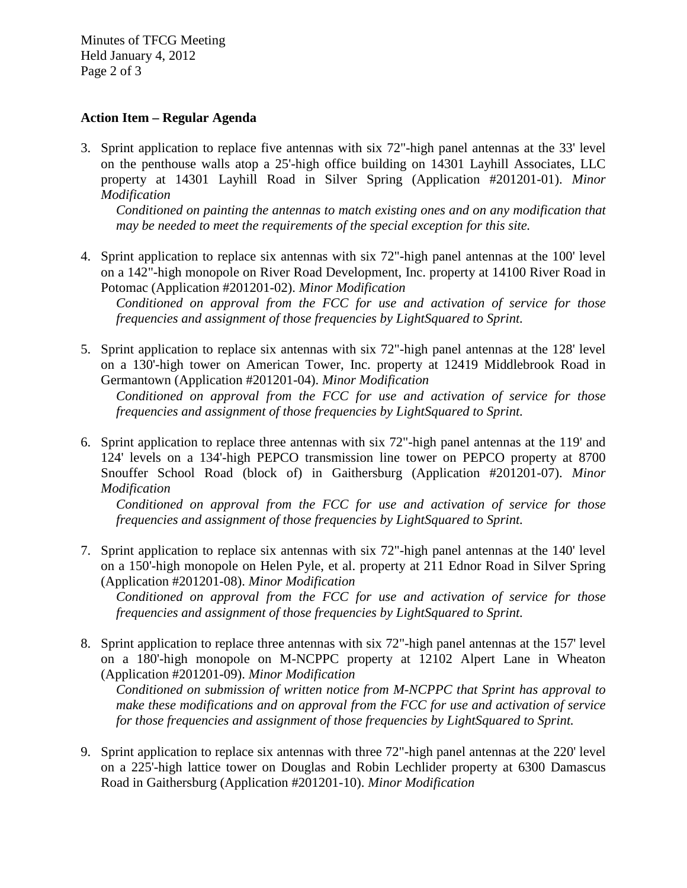**Action Item – Regular Agenda**

3. Sprint application to replace five antennas with six 72"-high panel antennas at the 33' level on the penthouse walls atop a 25'-high office building on 14301 Layhill Associates, LLC property at 14301 Layhill Road in Silver Spring (Application #201201-01). *Minor Modification*

   *Conditioned on painting the antennas to match existing ones and on any modification that may be needed to meet the requirements of the special exception for this site.*

4. Sprint application to replace six antennas with six 72"-high panel antennas at the 100' level on a 142"-high monopole on River Road Development, Inc. property at 14100 River Road in Potomac (Application #201201-02). *Minor Modification*

   *Conditioned on approval from the FCC for use and activation of service for those frequencies and assignment of those frequencies by LightSquared to Sprint.*

5. Sprint application to replace six antennas with six 72"-high panel antennas at the 128' level on a 130'-high tower on American Tower, Inc. property at 12419 Middlebrook Road in Germantown (Application #201201-04). *Minor Modification*

   *Conditioned on approval from the FCC for use and activation of service for those frequencies and assignment of those frequencies by LightSquared to Sprint.*

6. Sprint application to replace three antennas with six 72"-high panel antennas at the 119' and 124' levels on a 134'-high PEPCO transmission line tower on PEPCO property at 8700 Snouffer School Road (block of) in Gaithersburg (Application #201201-07). *Minor Modification*

   *Conditioned on approval from the FCC for use and activation of service for those frequencies and assignment of those frequencies by LightSquared to Sprint.*

7. Sprint application to replace six antennas with six 72"-high panel antennas at the 140' level on a 150'-high monopole on Helen Pyle, et al. property at 211 Ednor Road in Silver Spring (Application #201201-08). *Minor Modification*

   *Conditioned on approval from the FCC for use and activation of service for those frequencies and assignment of those frequencies by LightSquared to Sprint.*

8. Sprint application to replace three antennas with six 72"-high panel antennas at the 157' level on a 180'-high monopole on M-NCPPC property at 12102 Alpert Lane in Wheaton (Application #201201-09). *Minor Modification*

   *Conditioned on submission of written notice from M-NCPPC that Sprint has approval to make these modifications and on approval from the FCC for use and activation of service for those frequencies and assignment of those frequencies by LightSquared to Sprint.*

9. Sprint application to replace six antennas with three 72"-high panel antennas at the 220' level on a 225'-high lattice tower on Douglas and Robin Lechlider property at 6300 Damascus Road in Gaithersburg (Application #201201-10). *Minor Modification*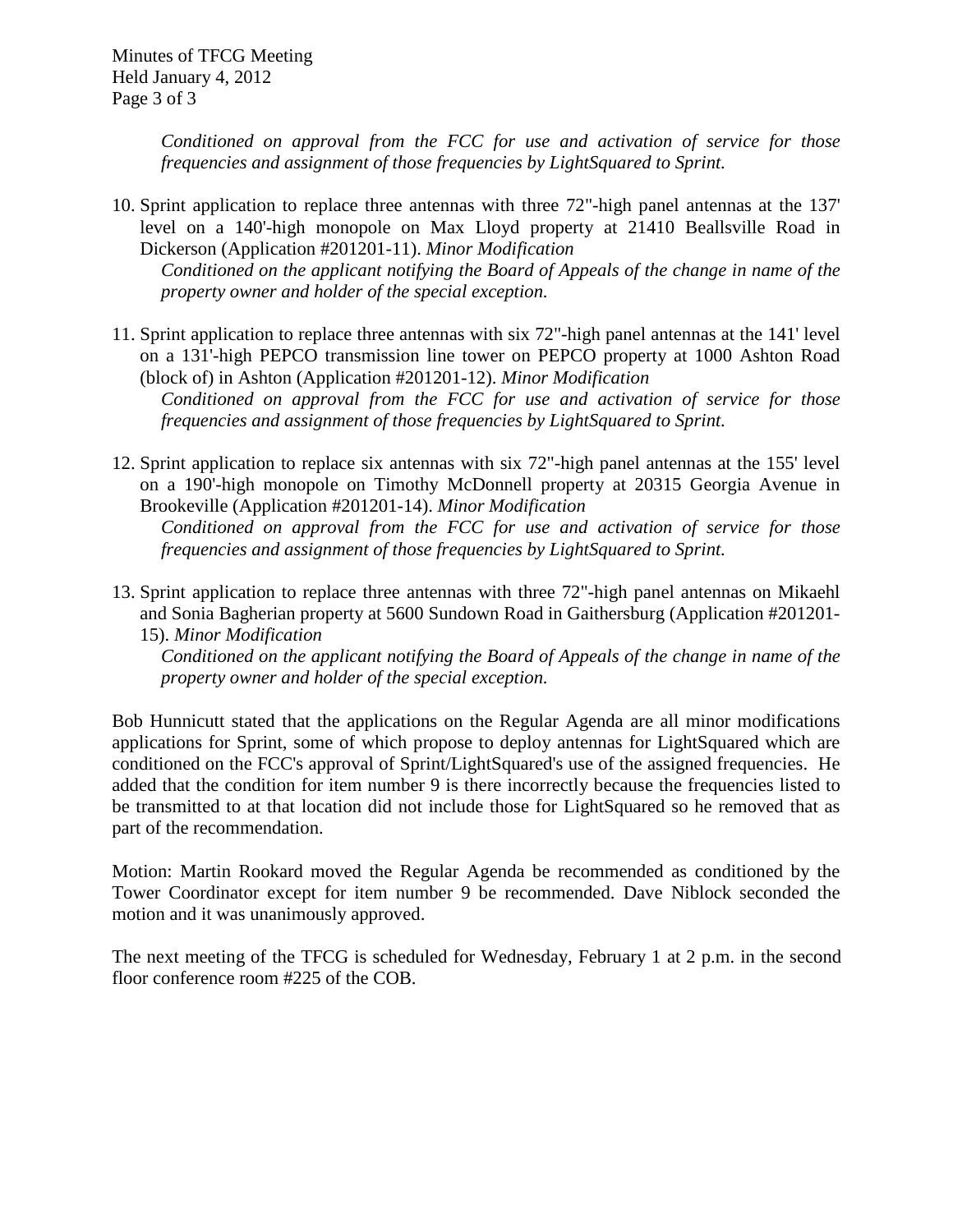*Conditioned on approval from the FCC for use and activation of service for those frequencies and assignment of those frequencies by LightSquared to Sprint.*

10. Sprint application to replace three antennas with three 72"-high panel antennas at the 137' level on a 140'-high monopole on Max Lloyd property at 21410 Beallsville Road in Dickerson (Application #201201-11). *Minor Modification*
    *Conditioned on the applicant notifying the Board of Appeals of the change in name of the property owner and holder of the special exception.*

11. Sprint application to replace three antennas with six 72"-high panel antennas at the 141' level on a 131'-high PEPCO transmission line tower on PEPCO property at 1000 Ashton Road (block of) in Ashton (Application #201201-12). *Minor Modification*
    *Conditioned on approval from the FCC for use and activation of service for those frequencies and assignment of those frequencies by LightSquared to Sprint.*

12. Sprint application to replace six antennas with six 72"-high panel antennas at the 155' level on a 190'-high monopole on Timothy McDonnell property at 20315 Georgia Avenue in Brookeville (Application #201201-14). *Minor Modification*
    *Conditioned on approval from the FCC for use and activation of service for those frequencies and assignment of those frequencies by LightSquared to Sprint.*

13. Sprint application to replace three antennas with three 72"-high panel antennas on Mikaehl and Sonia Bagherian property at 5600 Sundown Road in Gaithersburg (Application #201201-15). *Minor Modification*
    *Conditioned on the applicant notifying the Board of Appeals of the change in name of the property owner and holder of the special exception.*

Bob Hunnicutt stated that the applications on the Regular Agenda are all minor modifications applications for Sprint, some of which propose to deploy antennas for LightSquared which are conditioned on the FCC's approval of Sprint/LightSquared's use of the assigned frequencies. He added that the condition for item number 9 is there incorrectly because the frequencies listed to be transmitted to at that location did not include those for LightSquared so he removed that as part of the recommendation.

Motion: Martin Rookard moved the Regular Agenda be recommended as conditioned by the Tower Coordinator except for item number 9 be recommended. Dave Niblock seconded the motion and it was unanimously approved.

The next meeting of the TFCG is scheduled for Wednesday, February 1 at 2 p.m. in the second floor conference room #225 of the COB.